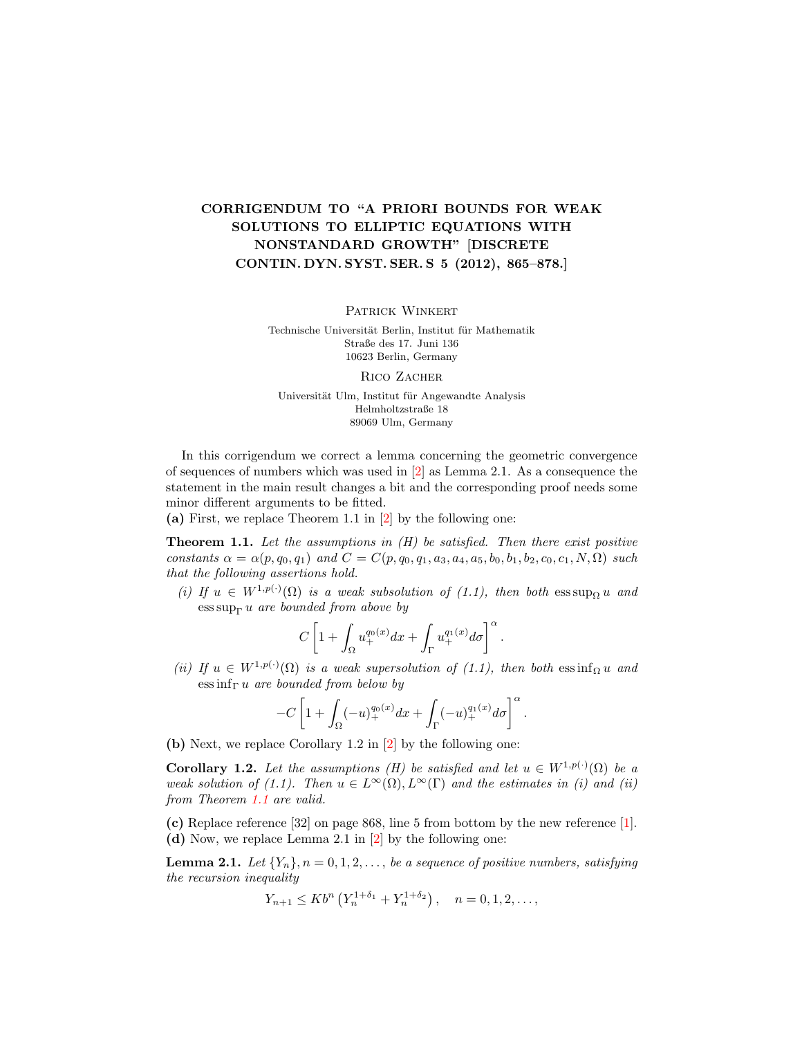# CORRIGENDUM TO "A PRIORI BOUNDS FOR WEAK SOLUTIONS TO ELLIPTIC EQUATIONS WITH NONSTANDARD GROWTH" [DISCRETE CONTIN. DYN. SYST. SER. S 5 (2012), 865–878.]

Patrick Winkert

Technische Universität Berlin, Institut für Mathematik
Straße des 17. Juni 136
10623 Berlin, Germany

Rico Zacher

Universität Ulm, Institut für Angewandte Analysis
Helmholtzstraße 18
89069 Ulm, Germany

In this corrigendum we correct a lemma concerning the geometric convergence of sequences of numbers which was used in [2] as Lemma 2.1. As a consequence the statement in the main result changes a bit and the corresponding proof needs some minor different arguments to be fitted.

**(a)** First, we replace Theorem 1.1 in [2] by the following one:

**Theorem 1.1.** *Let the assumptions in (H) be satisfied. Then there exist positive constants $\alpha = \alpha(p, q_0, q_1)$ and $C = C(p, q_0, q_1, a_3, a_4, a_5, b_0, b_1, b_2, c_0, c_1, N, \Omega)$ such that the following assertions hold.*

*(i) If $u \in W^{1,p(\cdot)}(\Omega)$ is a weak subsolution of (1.1), then both $\operatorname{ess\,sup}_\Omega u$ and $\operatorname{ess\,sup}_\Gamma u$ are bounded from above by*

$$C\left[1 + \int_\Omega u_+^{q_0(x)} dx + \int_\Gamma u_+^{q_1(x)} d\sigma\right]^\alpha.$$

*(ii) If $u \in W^{1,p(\cdot)}(\Omega)$ is a weak supersolution of (1.1), then both $\operatorname{ess\,inf}_\Omega u$ and $\operatorname{ess\,inf}_\Gamma u$ are bounded from below by*

$$-C\left[1 + \int_\Omega (-u)_+^{q_0(x)} dx + \int_\Gamma (-u)_+^{q_1(x)} d\sigma\right]^\alpha.$$

**(b)** Next, we replace Corollary 1.2 in [2] by the following one:

**Corollary 1.2.** *Let the assumptions (H) be satisfied and let $u \in W^{1,p(\cdot)}(\Omega)$ be a weak solution of (1.1). Then $u \in L^\infty(\Omega), L^\infty(\Gamma)$ and the estimates in (i) and (ii) from Theorem 1.1 are valid.*

**(c)** Replace reference [32] on page 868, line 5 from bottom by the new reference [1].

**(d)** Now, we replace Lemma 2.1 in [2] by the following one:

**Lemma 2.1.** *Let $\{Y_n\}, n = 0, 1, 2, \ldots,$ be a sequence of positive numbers, satisfying the recursion inequality*

$$Y_{n+1} \le K b^n \left(Y_n^{1+\delta_1} + Y_n^{1+\delta_2}\right), \quad n = 0, 1, 2, \ldots,$$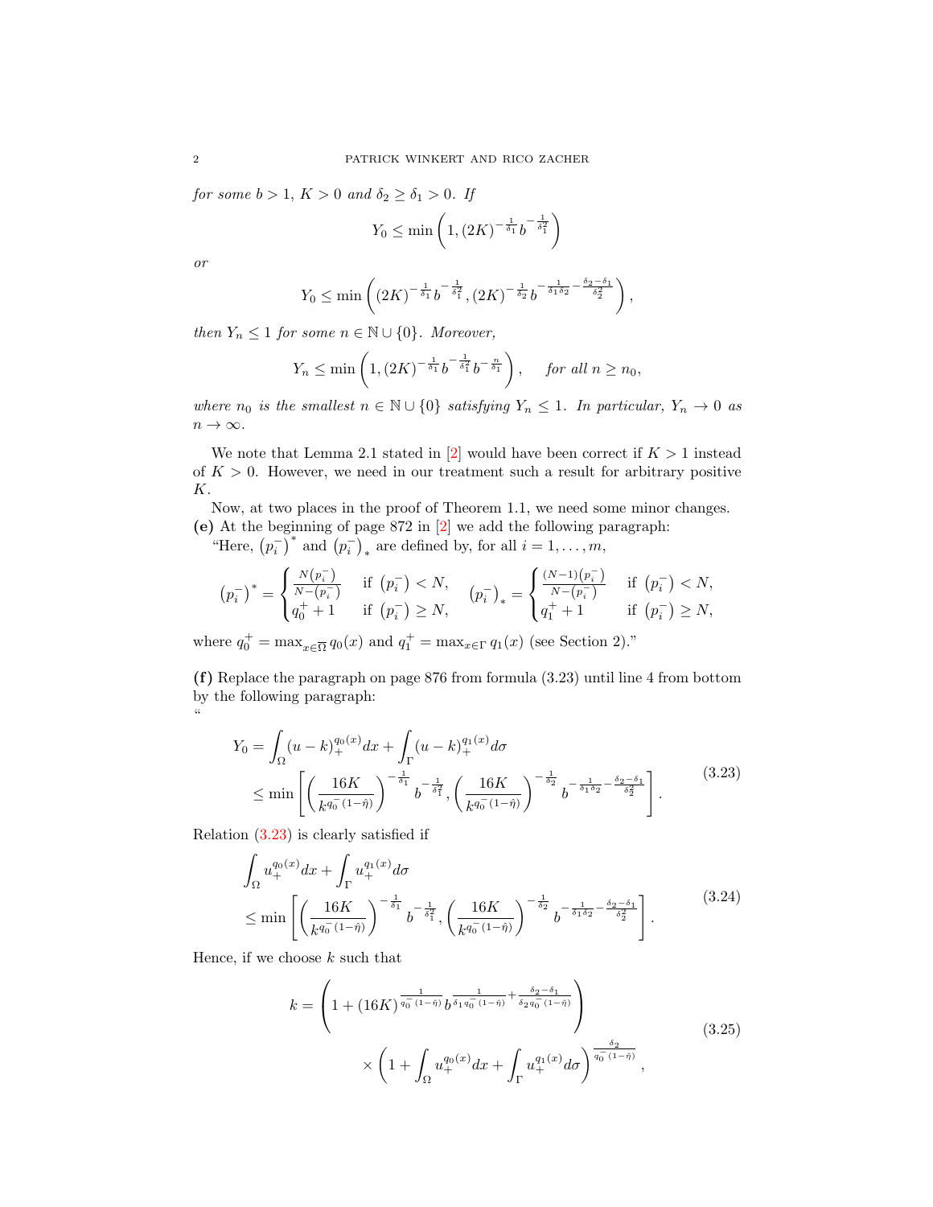*for some $b > 1$, $K > 0$ and $\delta_2 \geq \delta_1 > 0$. If*

$$Y_0 \leq \min\left(1, (2K)^{-\frac{1}{\delta_1}} b^{-\frac{1}{\delta_1^2}}\right)$$

*or*

$$Y_0 \leq \min\left((2K)^{-\frac{1}{\delta_1}} b^{-\frac{1}{\delta_1^2}}, (2K)^{-\frac{1}{\delta_2}} b^{-\frac{1}{\delta_1\delta_2}-\frac{\delta_2-\delta_1}{\delta_2^2}}\right),$$

*then $Y_n \leq 1$ for some $n \in \mathbb{N} \cup \{0\}$. Moreover,*

$$Y_n \leq \min\left(1, (2K)^{-\frac{1}{\delta_1}} b^{-\frac{1}{\delta_1^2}} b^{-\frac{n}{\delta_1}}\right), \quad \text{for all } n \geq n_0,$$

*where $n_0$ is the smallest $n \in \mathbb{N} \cup \{0\}$ satisfying $Y_n \leq 1$. In particular, $Y_n \to 0$ as $n \to \infty$.*

We note that Lemma 2.1 stated in [2] would have been correct if $K > 1$ instead of $K > 0$. However, we need in our treatment such a result for arbitrary positive $K$.

Now, at two places in the proof of Theorem 1.1, we need some minor changes.

**(e)** At the beginning of page 872 in [2] we add the following paragraph:

"Here, $\left(p_i^-\right)^*$ and $\left(p_i^-\right)_*$ are defined by, for all $i = 1, \ldots, m$,

$$\left(p_i^-\right)^* = \begin{cases} \frac{N\left(p_i^-\right)}{N-\left(p_i^-\right)} & \text{if } \left(p_i^-\right) < N, \\ q_0^+ + 1 & \text{if } \left(p_i^-\right) \geq N, \end{cases} \qquad \left(p_i^-\right)_* = \begin{cases} \frac{(N-1)\left(p_i^-\right)}{N-\left(p_i^-\right)} & \text{if } \left(p_i^-\right) < N, \\ q_1^+ + 1 & \text{if } \left(p_i^-\right) \geq N, \end{cases}$$

where $q_0^+ = \max_{x \in \overline{\Omega}} q_0(x)$ and $q_1^+ = \max_{x \in \Gamma} q_1(x)$ (see Section 2)."

**(f)** Replace the paragraph on page 876 from formula (3.23) until line 4 from bottom by the following paragraph:

"

$$\begin{aligned} Y_0 &= \int_\Omega (u-k)_+^{q_0(x)} dx + \int_\Gamma (u-k)_+^{q_1(x)} d\sigma \\ &\leq \min\left[\left(\frac{16K}{k^{q_0^-(1-\hat{\eta})}}\right)^{-\frac{1}{\delta_1}} b^{-\frac{1}{\delta_1^2}}, \left(\frac{16K}{k^{q_0^-(1-\hat{\eta})}}\right)^{-\frac{1}{\delta_2}} b^{-\frac{1}{\delta_1\delta_2}-\frac{\delta_2-\delta_1}{\delta_2^2}}\right]. \end{aligned} \tag{3.23}$$

Relation (3.23) is clearly satisfied if

$$\begin{aligned} &\int_\Omega u_+^{q_0(x)} dx + \int_\Gamma u_+^{q_1(x)} d\sigma \\ &\leq \min\left[\left(\frac{16K}{k^{q_0^-(1-\hat{\eta})}}\right)^{-\frac{1}{\delta_1}} b^{-\frac{1}{\delta_1^2}}, \left(\frac{16K}{k^{q_0^-(1-\hat{\eta})}}\right)^{-\frac{1}{\delta_2}} b^{-\frac{1}{\delta_1\delta_2}-\frac{\delta_2-\delta_1}{\delta_2^2}}\right]. \end{aligned} \tag{3.24}$$

Hence, if we choose $k$ such that

$$\begin{aligned} k = &\left(1 + (16K)^{\frac{1}{q_0^-(1-\hat{\eta})}} b^{\frac{1}{\delta_1 q_0^-(1-\hat{\eta})}+\frac{\delta_2-\delta_1}{\delta_2 q_0^-(1-\hat{\eta})}}\right) \\ &\times \left(1 + \int_\Omega u_+^{q_0(x)} dx + \int_\Gamma u_+^{q_1(x)} d\sigma\right)^{\frac{\delta_2}{q_0^-(1-\hat{\eta})}}, \end{aligned} \tag{3.25}$$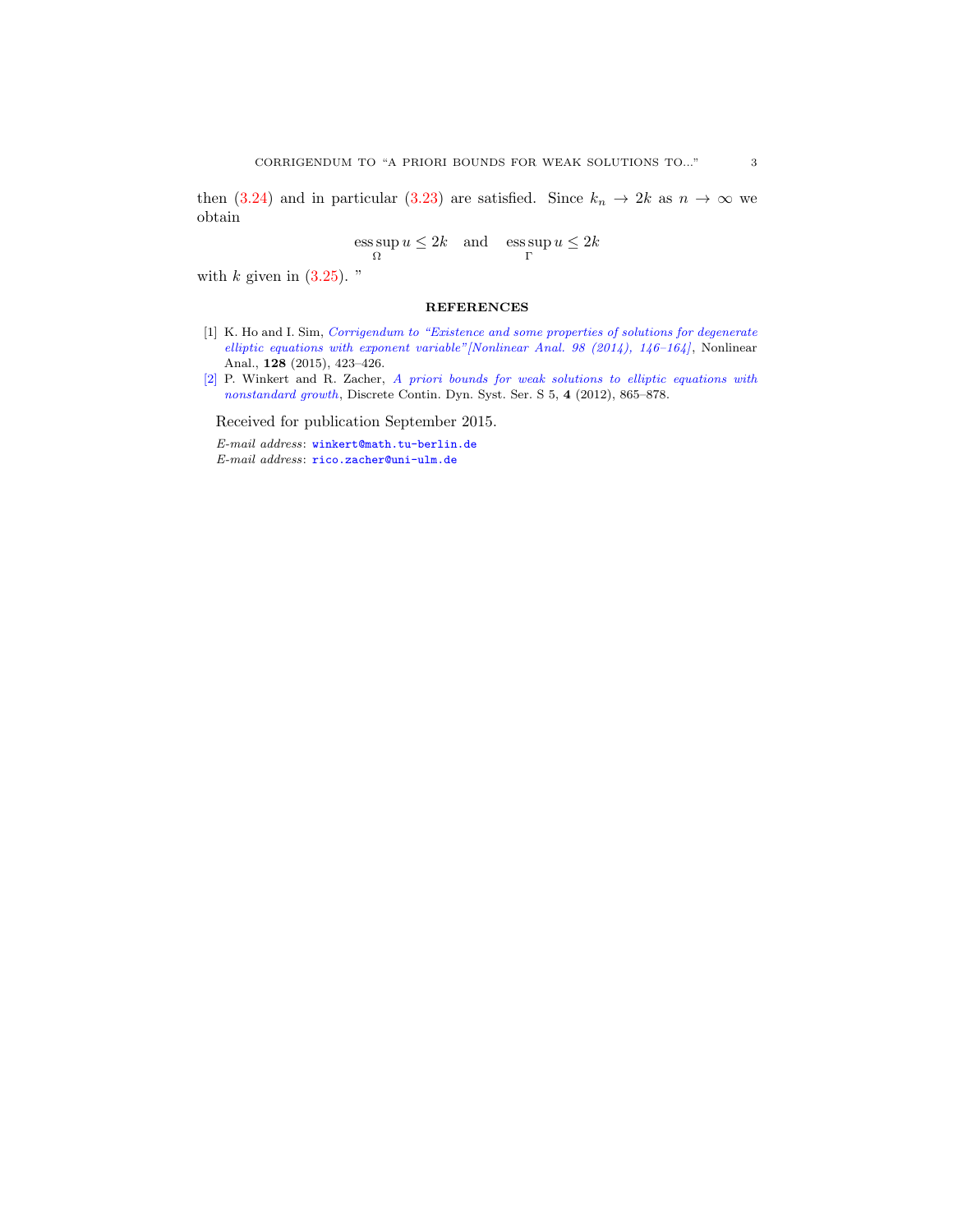then (3.24) and in particular (3.23) are satisfied. Since $k_n \to 2k$ as $n \to \infty$ we obtain

$$\operatorname*{ess\,sup}_{\Omega} u \leq 2k \quad \text{and} \quad \operatorname*{ess\,sup}_{\Gamma} u \leq 2k$$

with $k$ given in (3.25). "

## REFERENCES

[1] K. Ho and I. Sim, *Corrigendum to "Existence and some properties of solutions for degenerate elliptic equations with exponent variable"[Nonlinear Anal. 98 (2014), 146–164]*, Nonlinear Anal., **128** (2015), 423–426.

[2] P. Winkert and R. Zacher, *A priori bounds for weak solutions to elliptic equations with nonstandard growth*, Discrete Contin. Dyn. Syst. Ser. S 5, **4** (2012), 865–878.

Received for publication September 2015.

*E-mail address*: winkert@math.tu-berlin.de
*E-mail address*: rico.zacher@uni-ulm.de